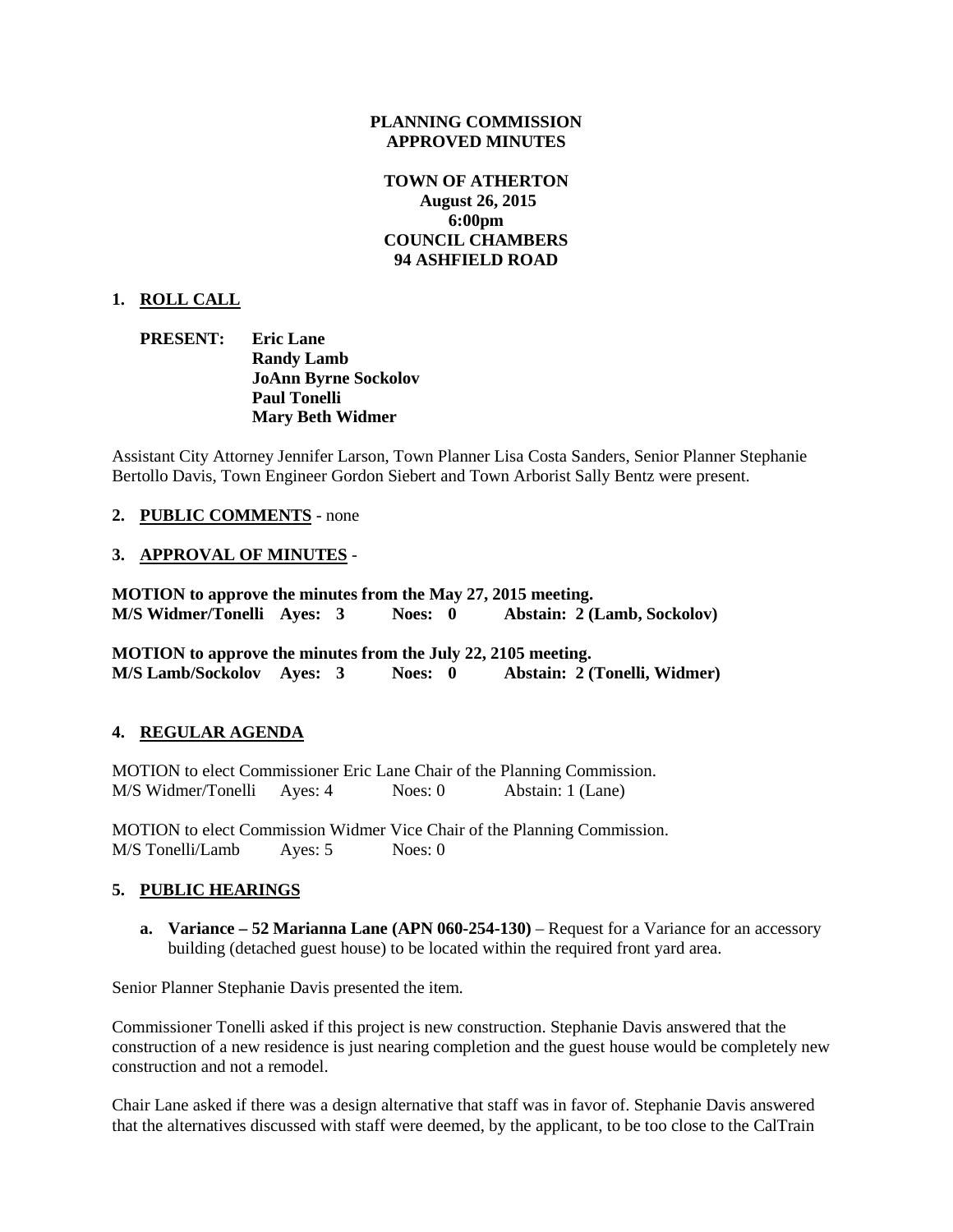**PLANNING COMMISSION**
**APPROVED MINUTES**

**TOWN OF ATHERTON**
**August 26, 2015**
**6:00pm**
**COUNCIL CHAMBERS**
**94 ASHFIELD ROAD**

**1. ROLL CALL**

**PRESENT:** **Eric Lane**
**Randy Lamb**
**JoAnn Byrne Sockolov**
**Paul Tonelli**
**Mary Beth Widmer**

Assistant City Attorney Jennifer Larson, Town Planner Lisa Costa Sanders, Senior Planner Stephanie Bertollo Davis, Town Engineer Gordon Siebert and Town Arborist Sally Bentz were present.

**2. PUBLIC COMMENTS** - none

**3. APPROVAL OF MINUTES** -

**MOTION to approve the minutes from the May 27, 2015 meeting.**
**M/S Widmer/Tonelli Ayes: 3 Noes: 0 Abstain: 2 (Lamb, Sockolov)**

**MOTION to approve the minutes from the July 22, 2105 meeting.**
**M/S Lamb/Sockolov Ayes: 3 Noes: 0 Abstain: 2 (Tonelli, Widmer)**

**4. REGULAR AGENDA**

MOTION to elect Commissioner Eric Lane Chair of the Planning Commission.
M/S Widmer/Tonelli Ayes: 4 Noes: 0 Abstain: 1 (Lane)

MOTION to elect Commission Widmer Vice Chair of the Planning Commission.
M/S Tonelli/Lamb Ayes: 5 Noes: 0

**5. PUBLIC HEARINGS**

**a. Variance – 52 Marianna Lane (APN 060-254-130)** – Request for a Variance for an accessory building (detached guest house) to be located within the required front yard area.

Senior Planner Stephanie Davis presented the item.

Commissioner Tonelli asked if this project is new construction. Stephanie Davis answered that the construction of a new residence is just nearing completion and the guest house would be completely new construction and not a remodel.

Chair Lane asked if there was a design alternative that staff was in favor of. Stephanie Davis answered that the alternatives discussed with staff were deemed, by the applicant, to be too close to the CalTrain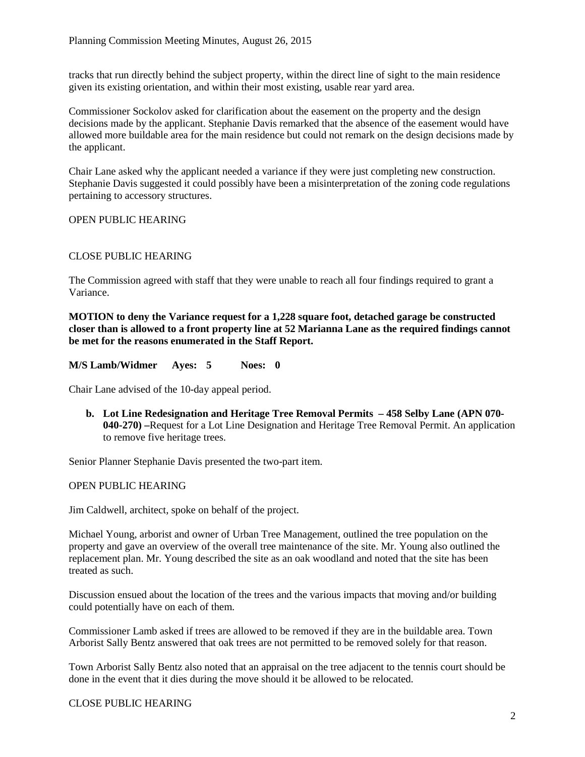tracks that run directly behind the subject property, within the direct line of sight to the main residence given its existing orientation, and within their most existing, usable rear yard area.

Commissioner Sockolov asked for clarification about the easement on the property and the design decisions made by the applicant. Stephanie Davis remarked that the absence of the easement would have allowed more buildable area for the main residence but could not remark on the design decisions made by the applicant.

Chair Lane asked why the applicant needed a variance if they were just completing new construction. Stephanie Davis suggested it could possibly have been a misinterpretation of the zoning code regulations pertaining to accessory structures.

OPEN PUBLIC HEARING

CLOSE PUBLIC HEARING

The Commission agreed with staff that they were unable to reach all four findings required to grant a Variance.

**MOTION to deny the Variance request for a 1,228 square foot, detached garage be constructed closer than is allowed to a front property line at 52 Marianna Lane as the required findings cannot be met for the reasons enumerated in the Staff Report.**

**M/S Lamb/Widmer Ayes: 5 Noes: 0**

Chair Lane advised of the 10-day appeal period.

**b. Lot Line Redesignation and Heritage Tree Removal Permits – 458 Selby Lane (APN 070-040-270) –**Request for a Lot Line Designation and Heritage Tree Removal Permit. An application to remove five heritage trees.

Senior Planner Stephanie Davis presented the two-part item.

OPEN PUBLIC HEARING

Jim Caldwell, architect, spoke on behalf of the project.

Michael Young, arborist and owner of Urban Tree Management, outlined the tree population on the property and gave an overview of the overall tree maintenance of the site. Mr. Young also outlined the replacement plan. Mr. Young described the site as an oak woodland and noted that the site has been treated as such.

Discussion ensued about the location of the trees and the various impacts that moving and/or building could potentially have on each of them.

Commissioner Lamb asked if trees are allowed to be removed if they are in the buildable area. Town Arborist Sally Bentz answered that oak trees are not permitted to be removed solely for that reason.

Town Arborist Sally Bentz also noted that an appraisal on the tree adjacent to the tennis court should be done in the event that it dies during the move should it be allowed to be relocated.

CLOSE PUBLIC HEARING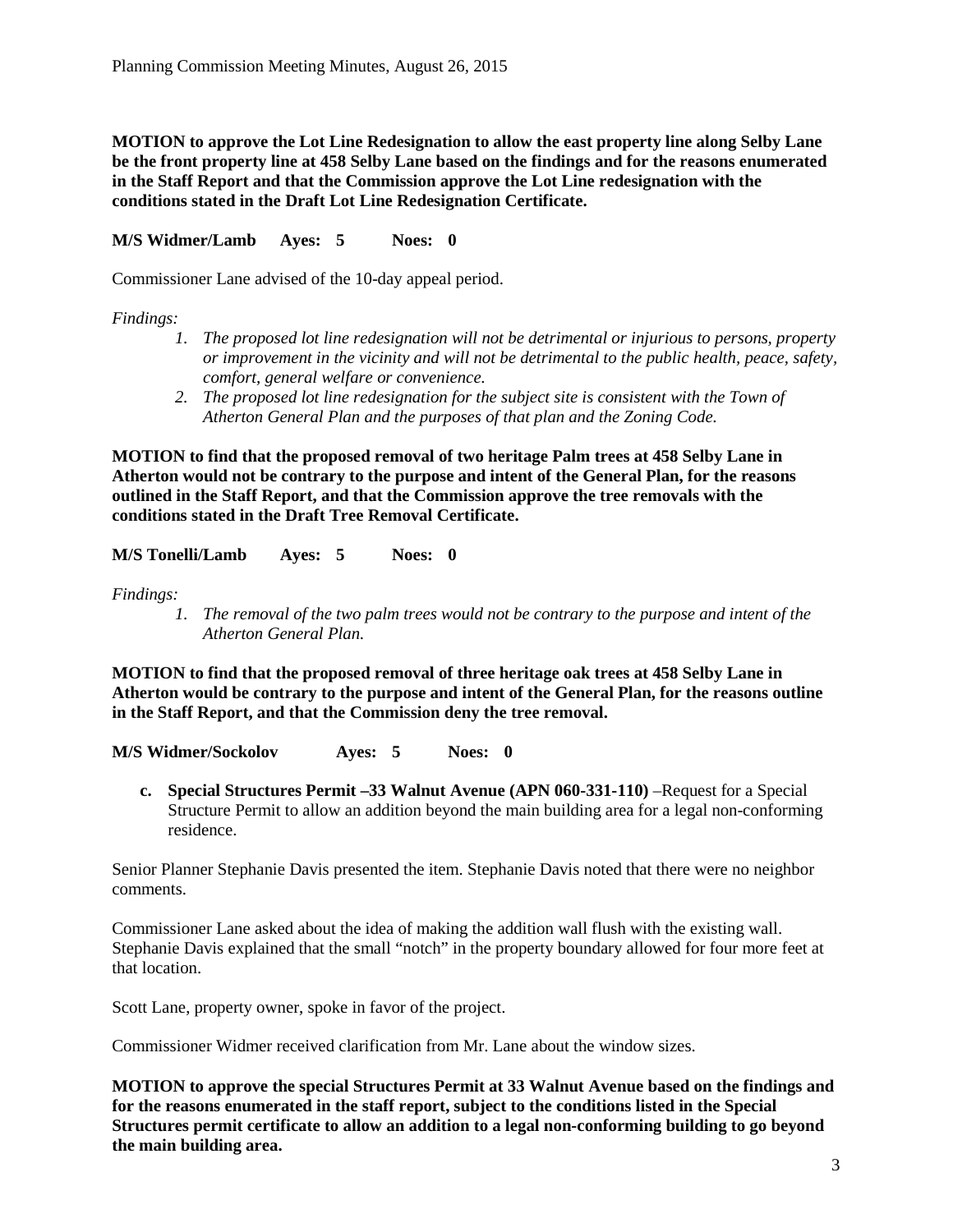**MOTION to approve the Lot Line Redesignation to allow the east property line along Selby Lane be the front property line at 458 Selby Lane based on the findings and for the reasons enumerated in the Staff Report and that the Commission approve the Lot Line redesignation with the conditions stated in the Draft Lot Line Redesignation Certificate.**

**M/S Widmer/Lamb Ayes: 5 Noes: 0**

Commissioner Lane advised of the 10-day appeal period.

*Findings:*

1. *The proposed lot line redesignation will not be detrimental or injurious to persons, property or improvement in the vicinity and will not be detrimental to the public health, peace, safety, comfort, general welfare or convenience.*
2. *The proposed lot line redesignation for the subject site is consistent with the Town of Atherton General Plan and the purposes of that plan and the Zoning Code.*

**MOTION to find that the proposed removal of two heritage Palm trees at 458 Selby Lane in Atherton would not be contrary to the purpose and intent of the General Plan, for the reasons outlined in the Staff Report, and that the Commission approve the tree removals with the conditions stated in the Draft Tree Removal Certificate.**

**M/S Tonelli/Lamb Ayes: 5 Noes: 0**

*Findings:*

1. *The removal of the two palm trees would not be contrary to the purpose and intent of the Atherton General Plan.*

**MOTION to find that the proposed removal of three heritage oak trees at 458 Selby Lane in Atherton would be contrary to the purpose and intent of the General Plan, for the reasons outline in the Staff Report, and that the Commission deny the tree removal.**

**M/S Widmer/Sockolov Ayes: 5 Noes: 0**

c. **Special Structures Permit –33 Walnut Avenue (APN 060-331-110)** –Request for a Special Structure Permit to allow an addition beyond the main building area for a legal non-conforming residence.

Senior Planner Stephanie Davis presented the item. Stephanie Davis noted that there were no neighbor comments.

Commissioner Lane asked about the idea of making the addition wall flush with the existing wall. Stephanie Davis explained that the small "notch" in the property boundary allowed for four more feet at that location.

Scott Lane, property owner, spoke in favor of the project.

Commissioner Widmer received clarification from Mr. Lane about the window sizes.

**MOTION to approve the special Structures Permit at 33 Walnut Avenue based on the findings and for the reasons enumerated in the staff report, subject to the conditions listed in the Special Structures permit certificate to allow an addition to a legal non-conforming building to go beyond the main building area.**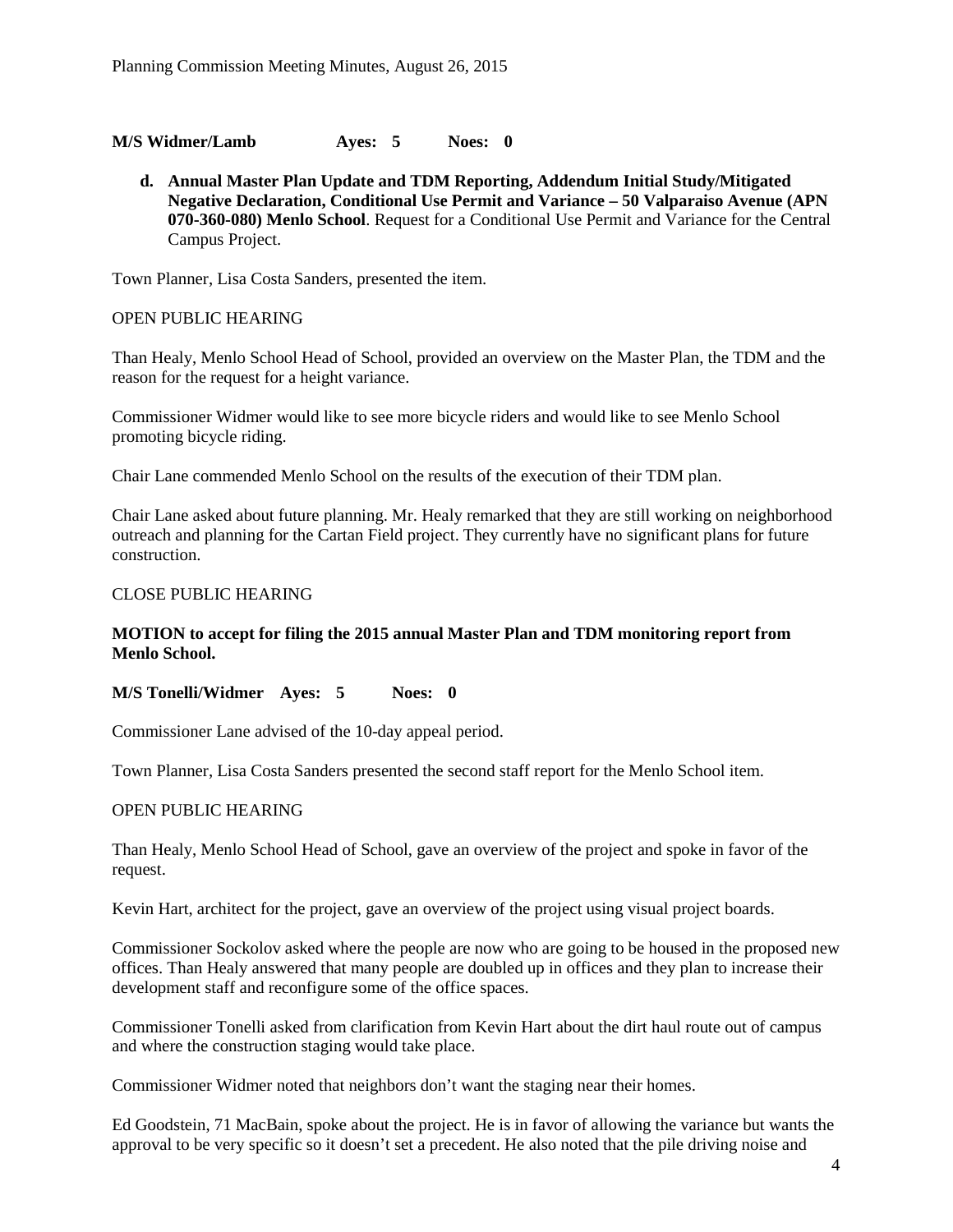**M/S Widmer/Lamb Ayes: 5 Noes: 0**

**d. Annual Master Plan Update and TDM Reporting, Addendum Initial Study/Mitigated Negative Declaration, Conditional Use Permit and Variance – 50 Valparaiso Avenue (APN 070-360-080) Menlo School**. Request for a Conditional Use Permit and Variance for the Central Campus Project.

Town Planner, Lisa Costa Sanders, presented the item.

OPEN PUBLIC HEARING

Than Healy, Menlo School Head of School, provided an overview on the Master Plan, the TDM and the reason for the request for a height variance.

Commissioner Widmer would like to see more bicycle riders and would like to see Menlo School promoting bicycle riding.

Chair Lane commended Menlo School on the results of the execution of their TDM plan.

Chair Lane asked about future planning. Mr. Healy remarked that they are still working on neighborhood outreach and planning for the Cartan Field project. They currently have no significant plans for future construction.

CLOSE PUBLIC HEARING

**MOTION to accept for filing the 2015 annual Master Plan and TDM monitoring report from Menlo School.**

**M/S Tonelli/Widmer Ayes: 5 Noes: 0**

Commissioner Lane advised of the 10-day appeal period.

Town Planner, Lisa Costa Sanders presented the second staff report for the Menlo School item.

OPEN PUBLIC HEARING

Than Healy, Menlo School Head of School, gave an overview of the project and spoke in favor of the request.

Kevin Hart, architect for the project, gave an overview of the project using visual project boards.

Commissioner Sockolov asked where the people are now who are going to be housed in the proposed new offices. Than Healy answered that many people are doubled up in offices and they plan to increase their development staff and reconfigure some of the office spaces.

Commissioner Tonelli asked from clarification from Kevin Hart about the dirt haul route out of campus and where the construction staging would take place.

Commissioner Widmer noted that neighbors don't want the staging near their homes.

Ed Goodstein, 71 MacBain, spoke about the project. He is in favor of allowing the variance but wants the approval to be very specific so it doesn't set a precedent. He also noted that the pile driving noise and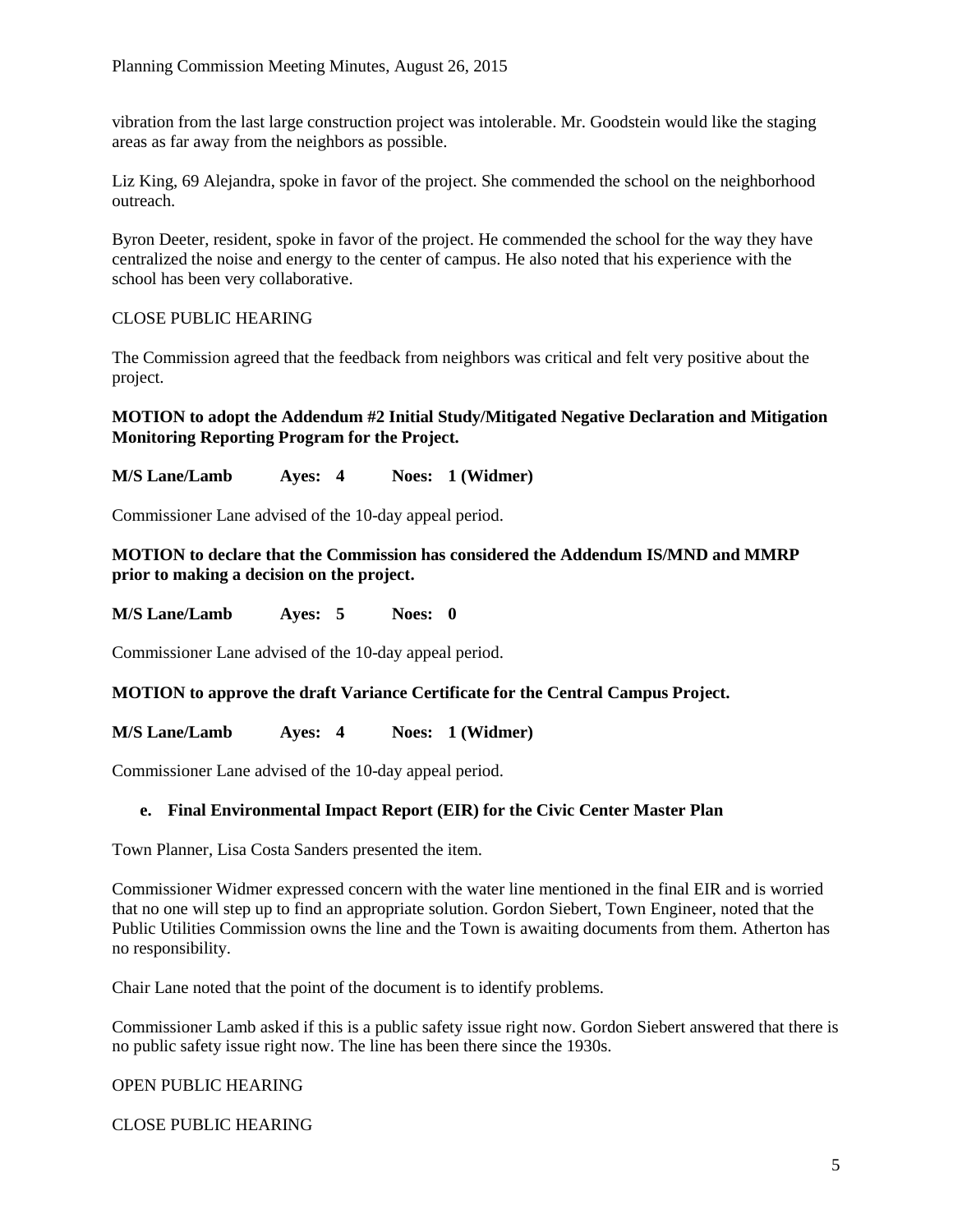vibration from the last large construction project was intolerable. Mr. Goodstein would like the staging areas as far away from the neighbors as possible.

Liz King, 69 Alejandra, spoke in favor of the project. She commended the school on the neighborhood outreach.

Byron Deeter, resident, spoke in favor of the project. He commended the school for the way they have centralized the noise and energy to the center of campus. He also noted that his experience with the school has been very collaborative.

CLOSE PUBLIC HEARING

The Commission agreed that the feedback from neighbors was critical and felt very positive about the project.

**MOTION to adopt the Addendum #2 Initial Study/Mitigated Negative Declaration and Mitigation Monitoring Reporting Program for the Project.**

**M/S Lane/Lamb Ayes: 4 Noes: 1 (Widmer)**

Commissioner Lane advised of the 10-day appeal period.

**MOTION to declare that the Commission has considered the Addendum IS/MND and MMRP prior to making a decision on the project.**

**M/S Lane/Lamb Ayes: 5 Noes: 0**

Commissioner Lane advised of the 10-day appeal period.

**MOTION to approve the draft Variance Certificate for the Central Campus Project.**

**M/S Lane/Lamb Ayes: 4 Noes: 1 (Widmer)**

Commissioner Lane advised of the 10-day appeal period.

**e. Final Environmental Impact Report (EIR) for the Civic Center Master Plan**

Town Planner, Lisa Costa Sanders presented the item.

Commissioner Widmer expressed concern with the water line mentioned in the final EIR and is worried that no one will step up to find an appropriate solution. Gordon Siebert, Town Engineer, noted that the Public Utilities Commission owns the line and the Town is awaiting documents from them. Atherton has no responsibility.

Chair Lane noted that the point of the document is to identify problems.

Commissioner Lamb asked if this is a public safety issue right now. Gordon Siebert answered that there is no public safety issue right now. The line has been there since the 1930s.

OPEN PUBLIC HEARING

CLOSE PUBLIC HEARING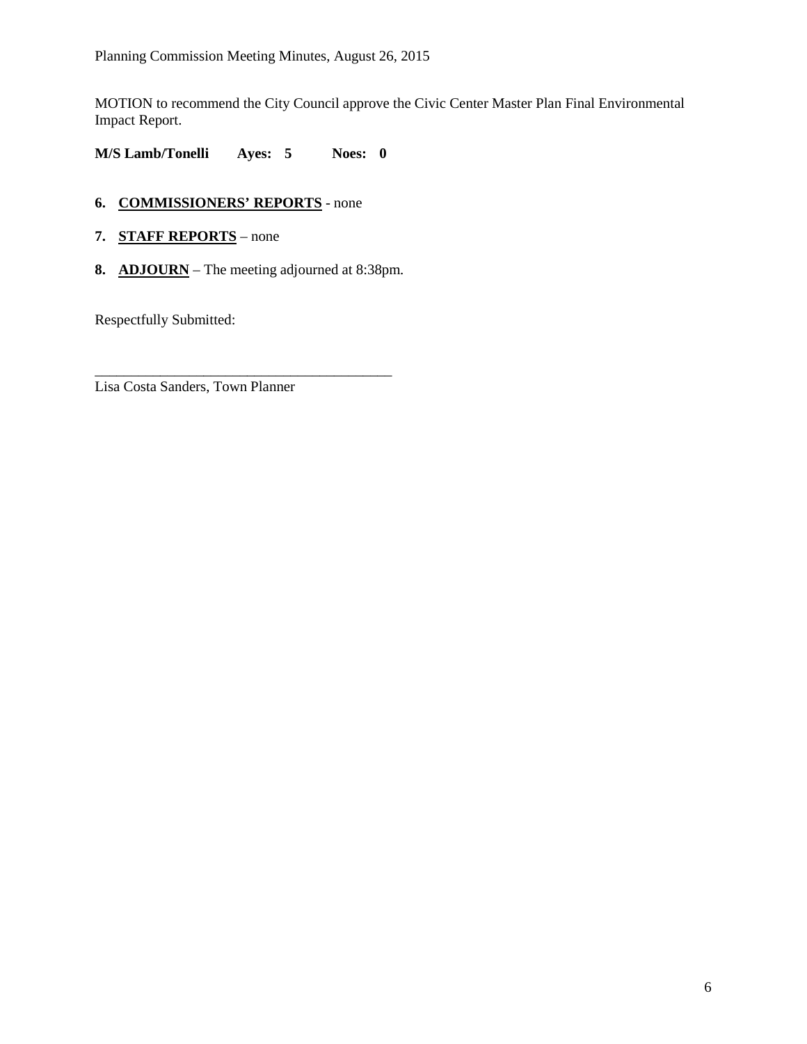MOTION to recommend the City Council approve the Civic Center Master Plan Final Environmental Impact Report.

**M/S Lamb/Tonelli Ayes: 5 Noes: 0**

6. **COMMISSIONERS' REPORTS** - none
7. **STAFF REPORTS** – none
8. **ADJOURN** – The meeting adjourned at 8:38pm.

Respectfully Submitted:

\_\_\_\_\_\_\_\_\_\_\_\_\_\_\_\_\_\_\_\_\_\_\_\_\_\_\_\_\_\_\_\_\_\_\_\_\_\_\_\_\_\_

Lisa Costa Sanders, Town Planner